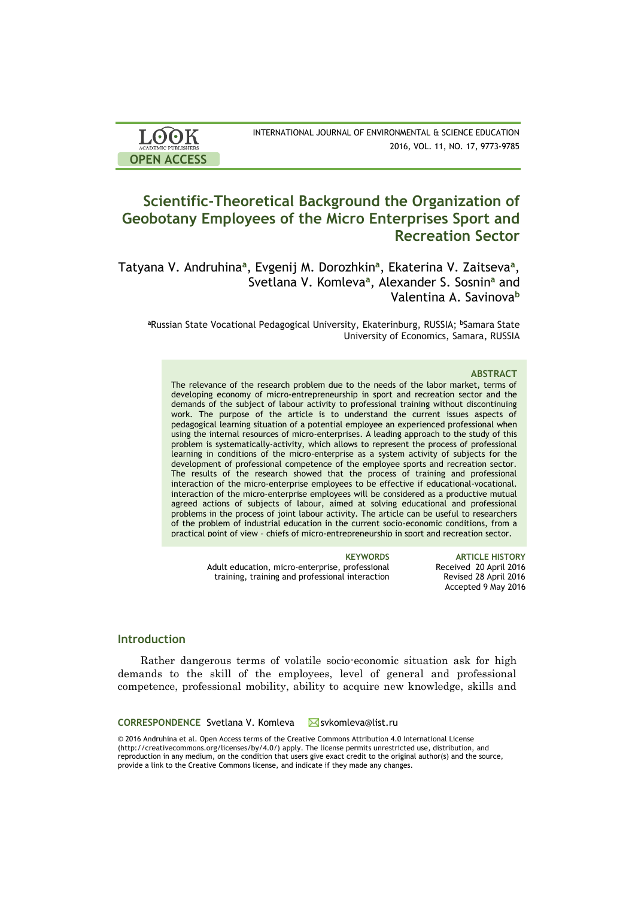LOOK ACADEMIC PUBLISHERS

OPEN ACCESS

INTERNATIONAL JOURNAL OF ENVIRONMENTAL & SCIENCE EDUCATION
2016, VOL. 11, NO. 17, 9773-9785

# Scientific-Theoretical Background the Organization of Geobotany Employees of the Micro Enterprises Sport and Recreation Sector

Tatyana V. Andruhina[a], Evgenij M. Dorozhkin[a], Ekaterina V. Zaitseva[a], Svetlana V. Komleva[a], Alexander S. Sosnin[a] and Valentina A. Savinova[b]

[a]Russian State Vocational Pedagogical University, Ekaterinburg, RUSSIA; [b]Samara State University of Economics, Samara, RUSSIA

### ABSTRACT

The relevance of the research problem due to the needs of the labor market, terms of developing economy of micro-entrepreneurship in sport and recreation sector and the demands of the subject of labour activity to professional training without discontinuing work. The purpose of the article is to understand the current issues aspects of pedagogical learning situation of a potential employee an experienced professional when using the internal resources of micro-enterprises. A leading approach to the study of this problem is systematically-activity, which allows to represent the process of professional learning in conditions of the micro-enterprise as a system activity of subjects for the development of professional competence of the employee sports and recreation sector. The results of the research showed that the process of training and professional interaction of the micro-enterprise employees to be effective if educational-vocational. interaction of the micro-enterprise employees will be considered as a productive mutual agreed actions of subjects of labour, aimed at solving educational and professional problems in the process of joint labour activity. The article can be useful to researchers of the problem of industrial education in the current socio-economic conditions, from a practical point of view – chiefs of micro-entrepreneurship in sport and recreation sector.

**KEYWORDS**
Adult education, micro-enterprise, professional training, training and professional interaction

**ARTICLE HISTORY**
Received 20 April 2016
Revised 28 April 2016
Accepted 9 May 2016

## Introduction

Rather dangerous terms of volatile socio-economic situation ask for high demands to the skill of the employees, level of general and professional competence, professional mobility, ability to acquire new knowledge, skills and

**CORRESPONDENCE** Svetlana V. Komleva svkomleva@list.ru

© 2016 Andruhina et al. Open Access terms of the Creative Commons Attribution 4.0 International License (http://creativecommons.org/licenses/by/4.0/) apply. The license permits unrestricted use, distribution, and reproduction in any medium, on the condition that users give exact credit to the original author(s) and the source, provide a link to the Creative Commons license, and indicate if they made any changes.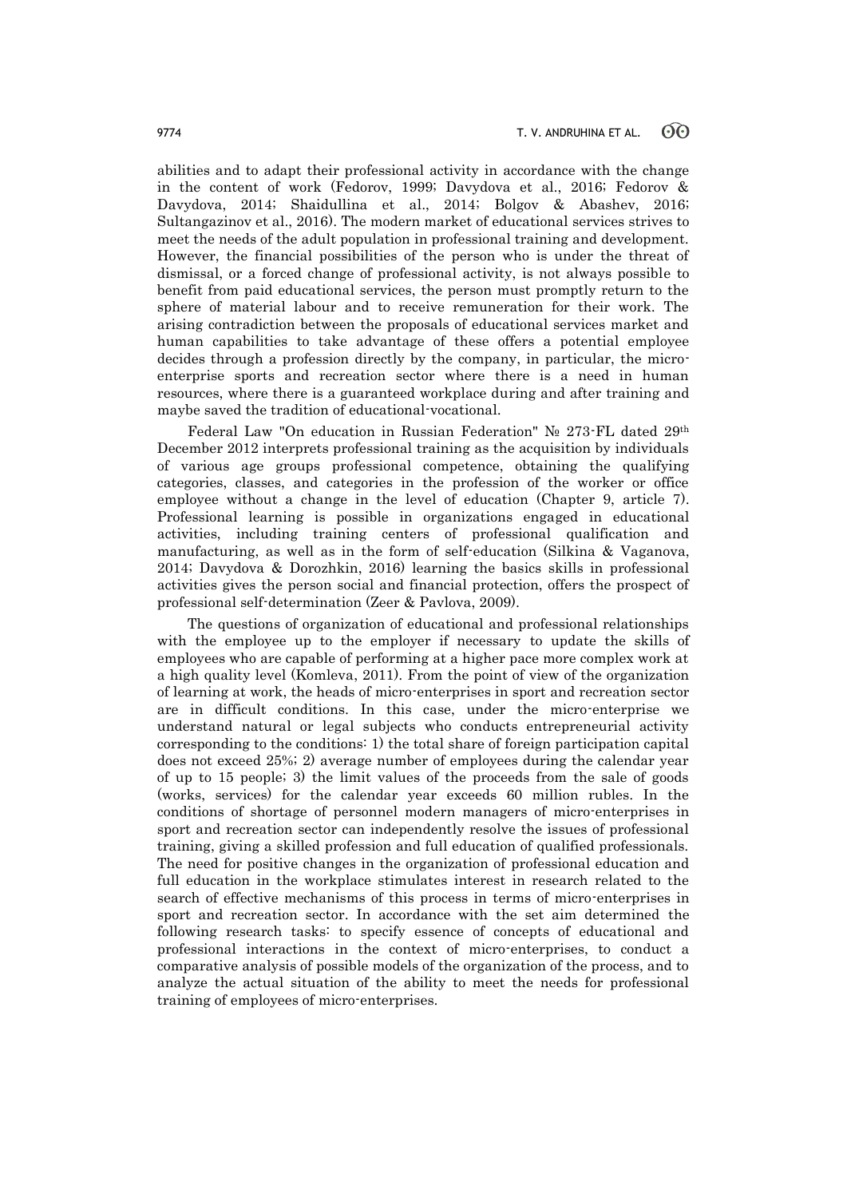abilities and to adapt their professional activity in accordance with the change in the content of work (Fedorov, 1999; Davydova et al., 2016; Fedorov & Davydova, 2014; Shaidullina et al., 2014; Bolgov & Abashev, 2016; Sultangazinov et al., 2016). The modern market of educational services strives to meet the needs of the adult population in professional training and development. However, the financial possibilities of the person who is under the threat of dismissal, or a forced change of professional activity, is not always possible to benefit from paid educational services, the person must promptly return to the sphere of material labour and to receive remuneration for their work. The arising contradiction between the proposals of educational services market and human capabilities to take advantage of these offers a potential employee decides through a profession directly by the company, in particular, the micro-enterprise sports and recreation sector where there is a need in human resources, where there is a guaranteed workplace during and after training and maybe saved the tradition of educational-vocational.

Federal Law "On education in Russian Federation" № 273-FL dated 29th December 2012 interprets professional training as the acquisition by individuals of various age groups professional competence, obtaining the qualifying categories, classes, and categories in the profession of the worker or office employee without a change in the level of education (Chapter 9, article 7). Professional learning is possible in organizations engaged in educational activities, including training centers of professional qualification and manufacturing, as well as in the form of self-education (Silkina & Vaganova, 2014; Davydova & Dorozhkin, 2016) learning the basics skills in professional activities gives the person social and financial protection, offers the prospect of professional self-determination (Zeer & Pavlova, 2009).

The questions of organization of educational and professional relationships with the employee up to the employer if necessary to update the skills of employees who are capable of performing at a higher pace more complex work at a high quality level (Komleva, 2011). From the point of view of the organization of learning at work, the heads of micro-enterprises in sport and recreation sector are in difficult conditions. In this case, under the micro-enterprise we understand natural or legal subjects who conducts entrepreneurial activity corresponding to the conditions: 1) the total share of foreign participation capital does not exceed 25%; 2) average number of employees during the calendar year of up to 15 people; 3) the limit values of the proceeds from the sale of goods (works, services) for the calendar year exceeds 60 million rubles. In the conditions of shortage of personnel modern managers of micro-enterprises in sport and recreation sector can independently resolve the issues of professional training, giving a skilled profession and full education of qualified professionals. The need for positive changes in the organization of professional education and full education in the workplace stimulates interest in research related to the search of effective mechanisms of this process in terms of micro-enterprises in sport and recreation sector. In accordance with the set aim determined the following research tasks: to specify essence of concepts of educational and professional interactions in the context of micro-enterprises, to conduct a comparative analysis of possible models of the organization of the process, and to analyze the actual situation of the ability to meet the needs for professional training of employees of micro-enterprises.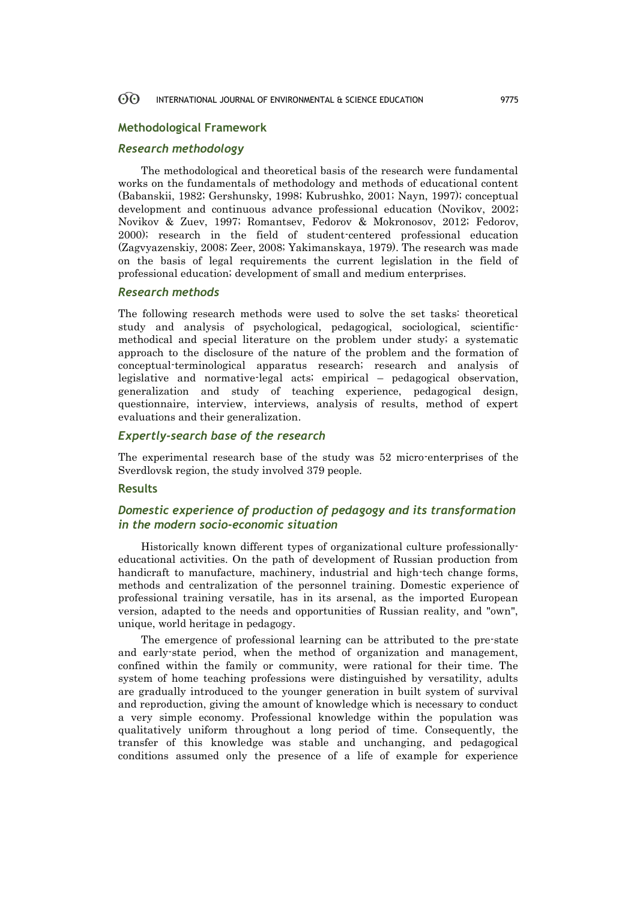## Methodological Framework

### *Research methodology*

The methodological and theoretical basis of the research were fundamental works on the fundamentals of methodology and methods of educational content (Babanskii, 1982; Gershunsky, 1998; Kubrushko, 2001; Nayn, 1997); conceptual development and continuous advance professional education (Novikov, 2002; Novikov & Zuev, 1997; Romantsev, Fedorov & Mokronosov, 2012; Fedorov, 2000); research in the field of student-centered professional education (Zagvyazenskiy, 2008; Zeer, 2008; Yakimanskaya, 1979). The research was made on the basis of legal requirements the current legislation in the field of professional education; development of small and medium enterprises.

### *Research methods*

The following research methods were used to solve the set tasks: theoretical study and analysis of psychological, pedagogical, sociological, scientific-methodical and special literature on the problem under study; a systematic approach to the disclosure of the nature of the problem and the formation of conceptual-terminological apparatus research; research and analysis of legislative and normative-legal acts; empirical – pedagogical observation, generalization and study of teaching experience, pedagogical design, questionnaire, interview, interviews, analysis of results, method of expert evaluations and their generalization.

### *Expertly-search base of the research*

The experimental research base of the study was 52 micro-enterprises of the Sverdlovsk region, the study involved 379 people.

## Results

### *Domestic experience of production of pedagogy and its transformation in the modern socio-economic situation*

Historically known different types of organizational culture professionally-educational activities. On the path of development of Russian production from handicraft to manufacture, machinery, industrial and high-tech change forms, methods and centralization of the personnel training. Domestic experience of professional training versatile, has in its arsenal, as the imported European version, adapted to the needs and opportunities of Russian reality, and "own", unique, world heritage in pedagogy.

The emergence of professional learning can be attributed to the pre-state and early-state period, when the method of organization and management, confined within the family or community, were rational for their time. The system of home teaching professions were distinguished by versatility, adults are gradually introduced to the younger generation in built system of survival and reproduction, giving the amount of knowledge which is necessary to conduct a very simple economy. Professional knowledge within the population was qualitatively uniform throughout a long period of time. Consequently, the transfer of this knowledge was stable and unchanging, and pedagogical conditions assumed only the presence of a life of example for experience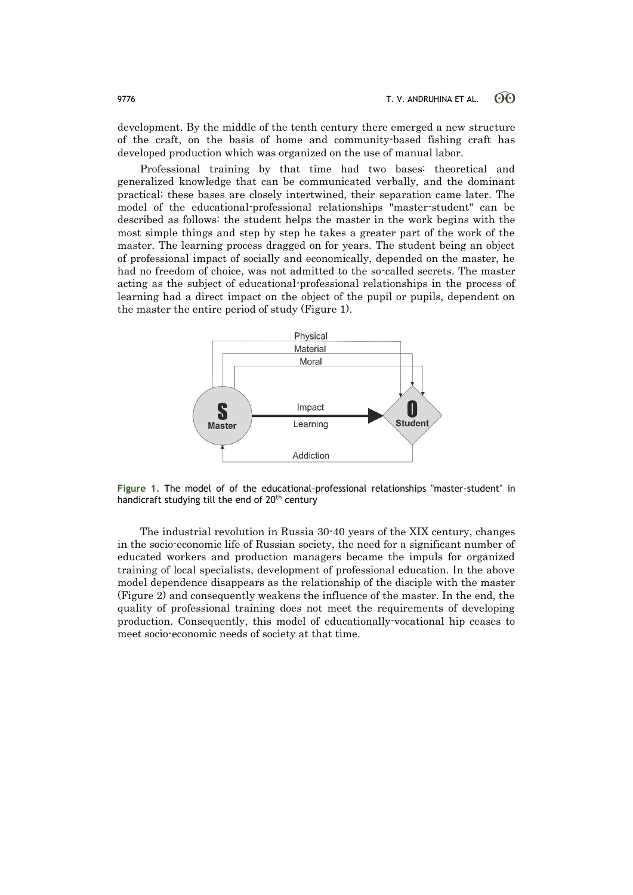development. By the middle of the tenth century there emerged a new structure of the craft, on the basis of home and community-based fishing craft has developed production which was organized on the use of manual labor.

Professional training by that time had two bases: theoretical and generalized knowledge that can be communicated verbally, and the dominant practical; these bases are closely intertwined, their separation came later. The model of the educational-professional relationships "master-student" can be described as follows: the student helps the master in the work begins with the most simple things and step by step he takes a greater part of the work of the master. The learning process dragged on for years. The student being an object of professional impact of socially and economically, depended on the master, he had no freedom of choice, was not admitted to the so-called secrets. The master acting as the subject of educational-professional relationships in the process of learning had a direct impact on the object of the pupil or pupils, dependent on the master the entire period of study (Figure 1).

**Figure 1.** The model of of the educational-professional relationships "master-student" in handicraft studying till the end of 20th century

The industrial revolution in Russia 30-40 years of the XIX century, changes in the socio-economic life of Russian society, the need for a significant number of educated workers and production managers became the impuls for organized training of local specialists, development of professional education. In the above model dependence disappears as the relationship of the disciple with the master (Figure 2) and consequently weakens the influence of the master. In the end, the quality of professional training does not meet the requirements of developing production. Consequently, this model of educationally-vocational hip ceases to meet socio-economic needs of society at that time.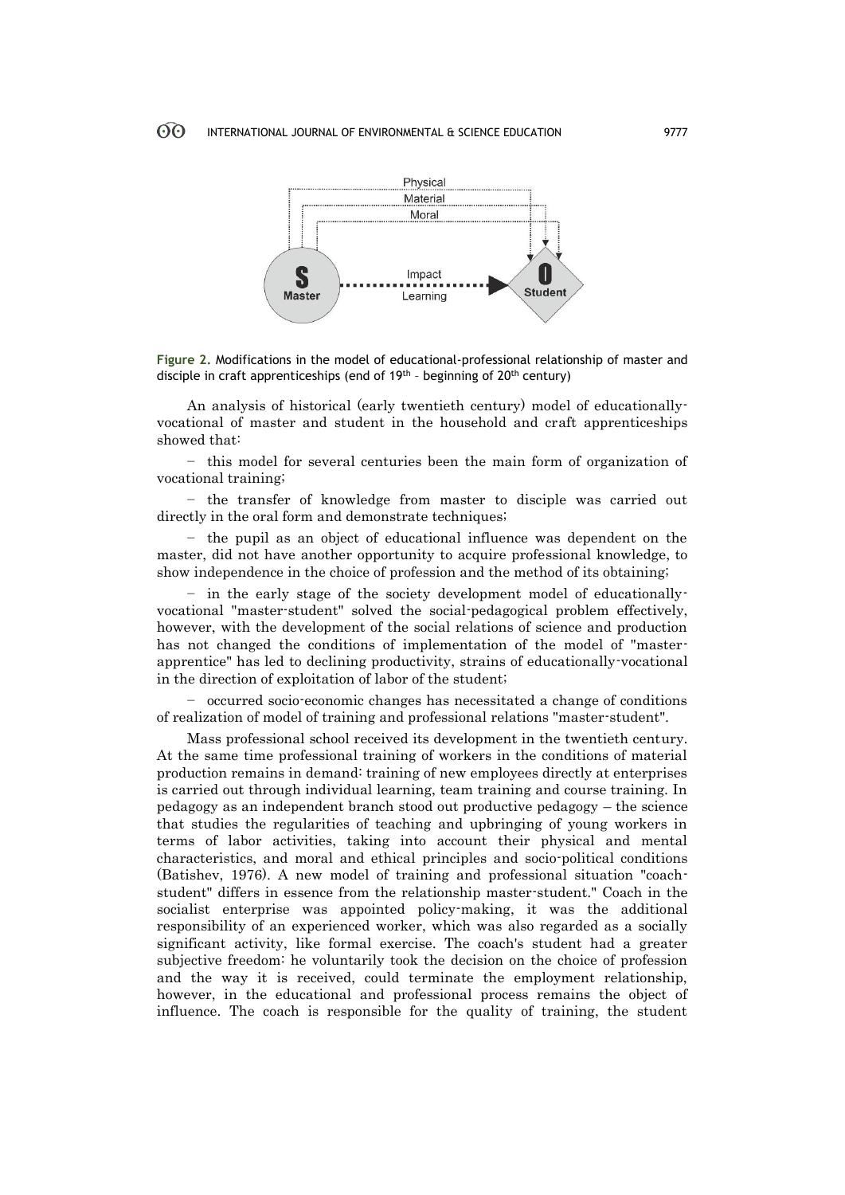**Figure 2.** Modifications in the model of educational-professional relationship of master and disciple in craft apprenticeships (end of 19th – beginning of 20th century)

An analysis of historical (early twentieth century) model of educationally-vocational of master and student in the household and craft apprenticeships showed that:

- this model for several centuries been the main form of organization of vocational training;
- the transfer of knowledge from master to disciple was carried out directly in the oral form and demonstrate techniques;
- the pupil as an object of educational influence was dependent on the master, did not have another opportunity to acquire professional knowledge, to show independence in the choice of profession and the method of its obtaining;
- in the early stage of the society development model of educationally-vocational "master-student" solved the social-pedagogical problem effectively, however, with the development of the social relations of science and production has not changed the conditions of implementation of the model of "master-apprentice" has led to declining productivity, strains of educationally-vocational in the direction of exploitation of labor of the student;
- occurred socio-economic changes has necessitated a change of conditions of realization of model of training and professional relations "master-student".

Mass professional school received its development in the twentieth century. At the same time professional training of workers in the conditions of material production remains in demand: training of new employees directly at enterprises is carried out through individual learning, team training and course training. In pedagogy as an independent branch stood out productive pedagogy – the science that studies the regularities of teaching and upbringing of young workers in terms of labor activities, taking into account their physical and mental characteristics, and moral and ethical principles and socio-political conditions (Batishev, 1976). A new model of training and professional situation "coach-student" differs in essence from the relationship master-student." Coach in the socialist enterprise was appointed policy-making, it was the additional responsibility of an experienced worker, which was also regarded as a socially significant activity, like formal exercise. The coach's student had a greater subjective freedom: he voluntarily took the decision on the choice of profession and the way it is received, could terminate the employment relationship, however, in the educational and professional process remains the object of influence. The coach is responsible for the quality of training, the student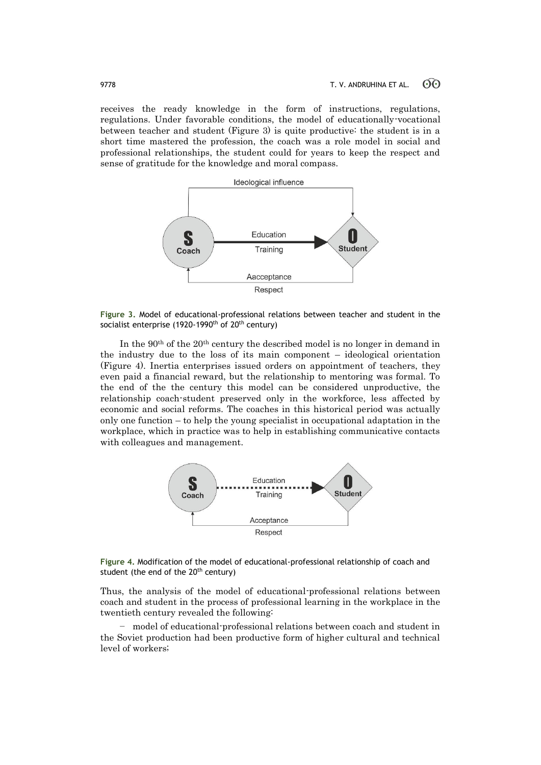receives the ready knowledge in the form of instructions, regulations, regulations. Under favorable conditions, the model of educationally-vocational between teacher and student (Figure 3) is quite productive: the student is in a short time mastered the profession, the coach was a role model in social and professional relationships, the student could for years to keep the respect and sense of gratitude for the knowledge and moral compass.

Ideological influence

S Coach — Education / Training → O Student

Aacceptance / Respect

**Figure 3.** Model of educational-professional relations between teacher and student in the socialist enterprise (1920-1990th of 20th century)

In the 90th of the 20th century the described model is no longer in demand in the industry due to the loss of its main component – ideological orientation (Figure 4). Inertia enterprises issued orders on appointment of teachers, they even paid a financial reward, but the relationship to mentoring was formal. To the end of the the century this model can be considered unproductive, the relationship coach-student preserved only in the workforce, less affected by economic and social reforms. The coaches in this historical period was actually only one function – to help the young specialist in occupational adaptation in the workplace, which in practice was to help in establishing communicative contacts with colleagues and management.

S Coach — Education / Training → O Student

Acceptance / Respect

**Figure 4.** Modification of the model of educational-professional relationship of coach and student (the end of the 20th century)

Thus, the analysis of the model of educational-professional relations between coach and student in the process of professional learning in the workplace in the twentieth century revealed the following:

- model of educational-professional relations between coach and student in the Soviet production had been productive form of higher cultural and technical level of workers;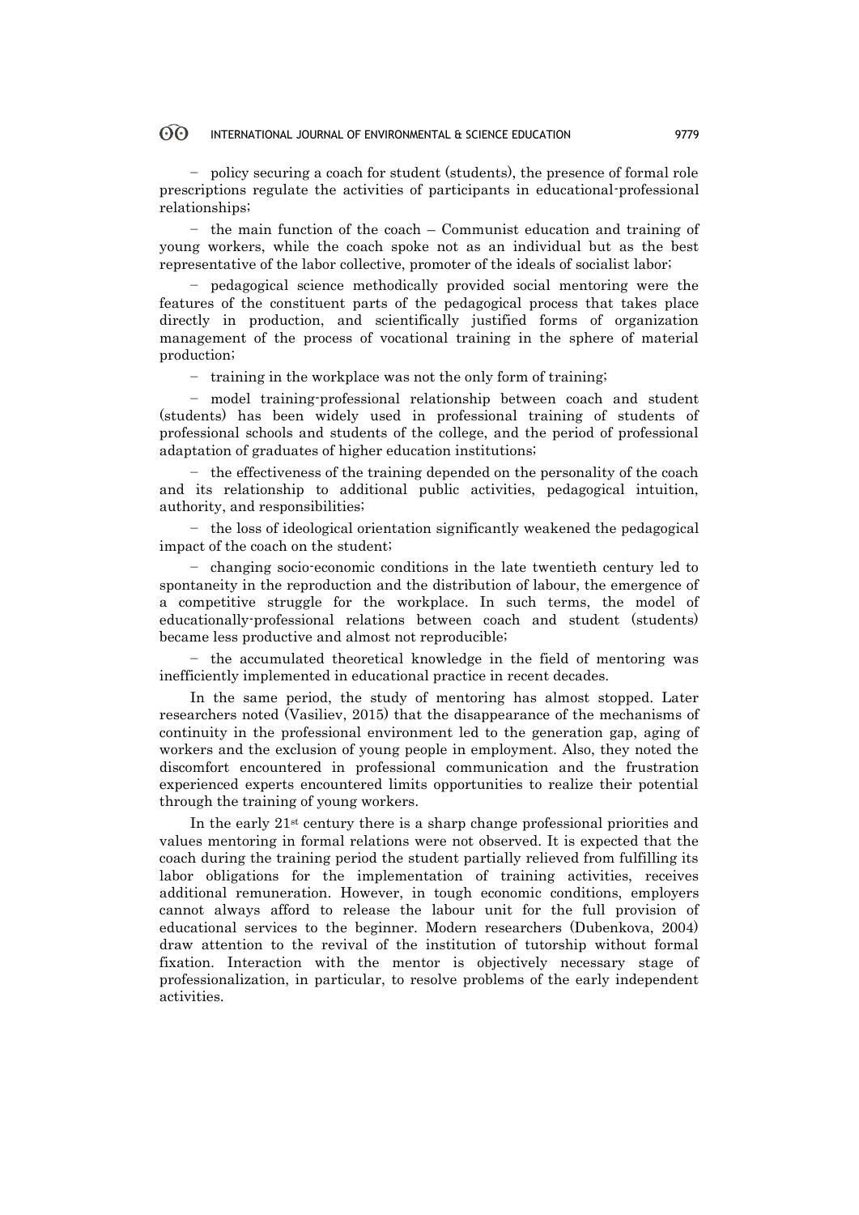- policy securing a coach for student (students), the presence of formal role prescriptions regulate the activities of participants in educational-professional relationships;

- the main function of the coach – Communist education and training of young workers, while the coach spoke not as an individual but as the best representative of the labor collective, promoter of the ideals of socialist labor;

- pedagogical science methodically provided social mentoring were the features of the constituent parts of the pedagogical process that takes place directly in production, and scientifically justified forms of organization management of the process of vocational training in the sphere of material production;

- training in the workplace was not the only form of training;

- model training-professional relationship between coach and student (students) has been widely used in professional training of students of professional schools and students of the college, and the period of professional adaptation of graduates of higher education institutions;

- the effectiveness of the training depended on the personality of the coach and its relationship to additional public activities, pedagogical intuition, authority, and responsibilities;

- the loss of ideological orientation significantly weakened the pedagogical impact of the coach on the student;

- changing socio-economic conditions in the late twentieth century led to spontaneity in the reproduction and the distribution of labour, the emergence of a competitive struggle for the workplace. In such terms, the model of educationally-professional relations between coach and student (students) became less productive and almost not reproducible;

- the accumulated theoretical knowledge in the field of mentoring was inefficiently implemented in educational practice in recent decades.

In the same period, the study of mentoring has almost stopped. Later researchers noted (Vasiliev, 2015) that the disappearance of the mechanisms of continuity in the professional environment led to the generation gap, aging of workers and the exclusion of young people in employment. Also, they noted the discomfort encountered in professional communication and the frustration experienced experts encountered limits opportunities to realize their potential through the training of young workers.

In the early 21st century there is a sharp change professional priorities and values mentoring in formal relations were not observed. It is expected that the coach during the training period the student partially relieved from fulfilling its labor obligations for the implementation of training activities, receives additional remuneration. However, in tough economic conditions, employers cannot always afford to release the labour unit for the full provision of educational services to the beginner. Modern researchers (Dubenkova, 2004) draw attention to the revival of the institution of tutorship without formal fixation. Interaction with the mentor is objectively necessary stage of professionalization, in particular, to resolve problems of the early independent activities.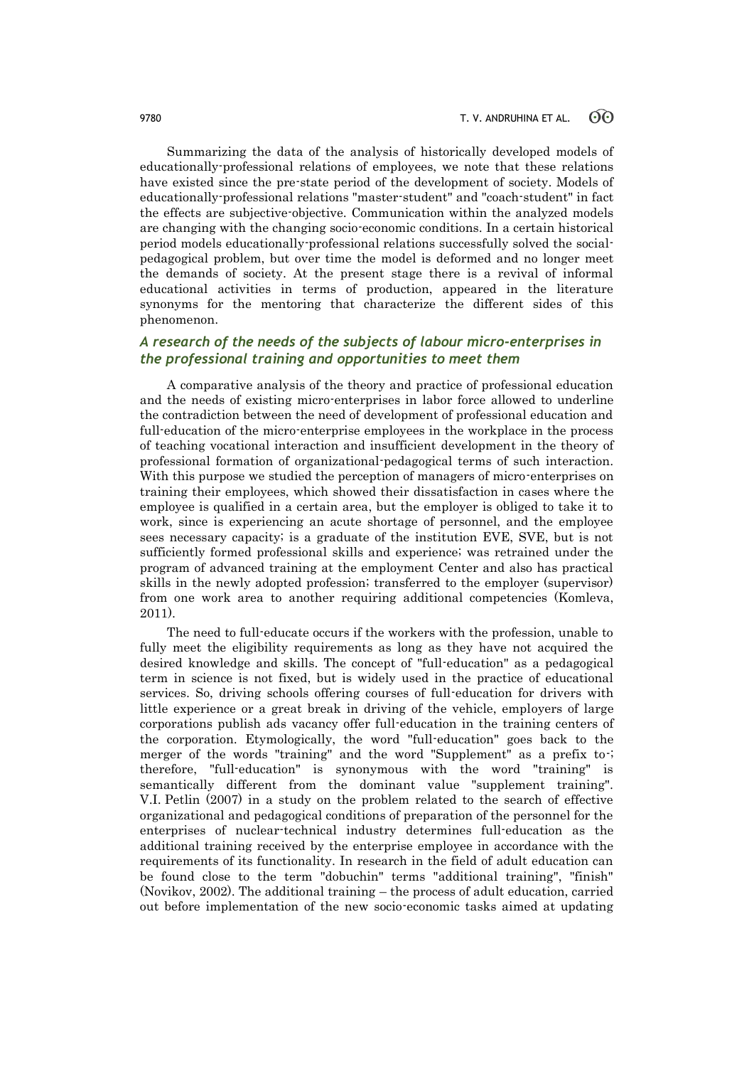Summarizing the data of the analysis of historically developed models of educationally-professional relations of employees, we note that these relations have existed since the pre-state period of the development of society. Models of educationally-professional relations "master-student" and "coach-student" in fact the effects are subjective-objective. Communication within the analyzed models are changing with the changing socio-economic conditions. In a certain historical period models educationally-professional relations successfully solved the social-pedagogical problem, but over time the model is deformed and no longer meet the demands of society. At the present stage there is a revival of informal educational activities in terms of production, appeared in the literature synonyms for the mentoring that characterize the different sides of this phenomenon.

## *A research of the needs of the subjects of labour micro-enterprises in the professional training and opportunities to meet them*

A comparative analysis of the theory and practice of professional education and the needs of existing micro-enterprises in labor force allowed to underline the contradiction between the need of development of professional education and full-education of the micro-enterprise employees in the workplace in the process of teaching vocational interaction and insufficient development in the theory of professional formation of organizational-pedagogical terms of such interaction. With this purpose we studied the perception of managers of micro-enterprises on training their employees, which showed their dissatisfaction in cases where the employee is qualified in a certain area, but the employer is obliged to take it to work, since is experiencing an acute shortage of personnel, and the employee sees necessary capacity; is a graduate of the institution EVE, SVE, but is not sufficiently formed professional skills and experience; was retrained under the program of advanced training at the employment Center and also has practical skills in the newly adopted profession; transferred to the employer (supervisor) from one work area to another requiring additional competencies (Komleva, 2011).

The need to full-educate occurs if the workers with the profession, unable to fully meet the eligibility requirements as long as they have not acquired the desired knowledge and skills. The concept of "full-education" as a pedagogical term in science is not fixed, but is widely used in the practice of educational services. So, driving schools offering courses of full-education for drivers with little experience or a great break in driving of the vehicle, employers of large corporations publish ads vacancy offer full-education in the training centers of the corporation. Etymologically, the word "full-education" goes back to the merger of the words "training" and the word "Supplement" as a prefix to-; therefore, "full-education" is synonymous with the word "training" is semantically different from the dominant value "supplement training". V.I. Petlin (2007) in a study on the problem related to the search of effective organizational and pedagogical conditions of preparation of the personnel for the enterprises of nuclear-technical industry determines full-education as the additional training received by the enterprise employee in accordance with the requirements of its functionality. In research in the field of adult education can be found close to the term "dobuchin" terms "additional training", "finish" (Novikov, 2002). The additional training – the process of adult education, carried out before implementation of the new socio-economic tasks aimed at updating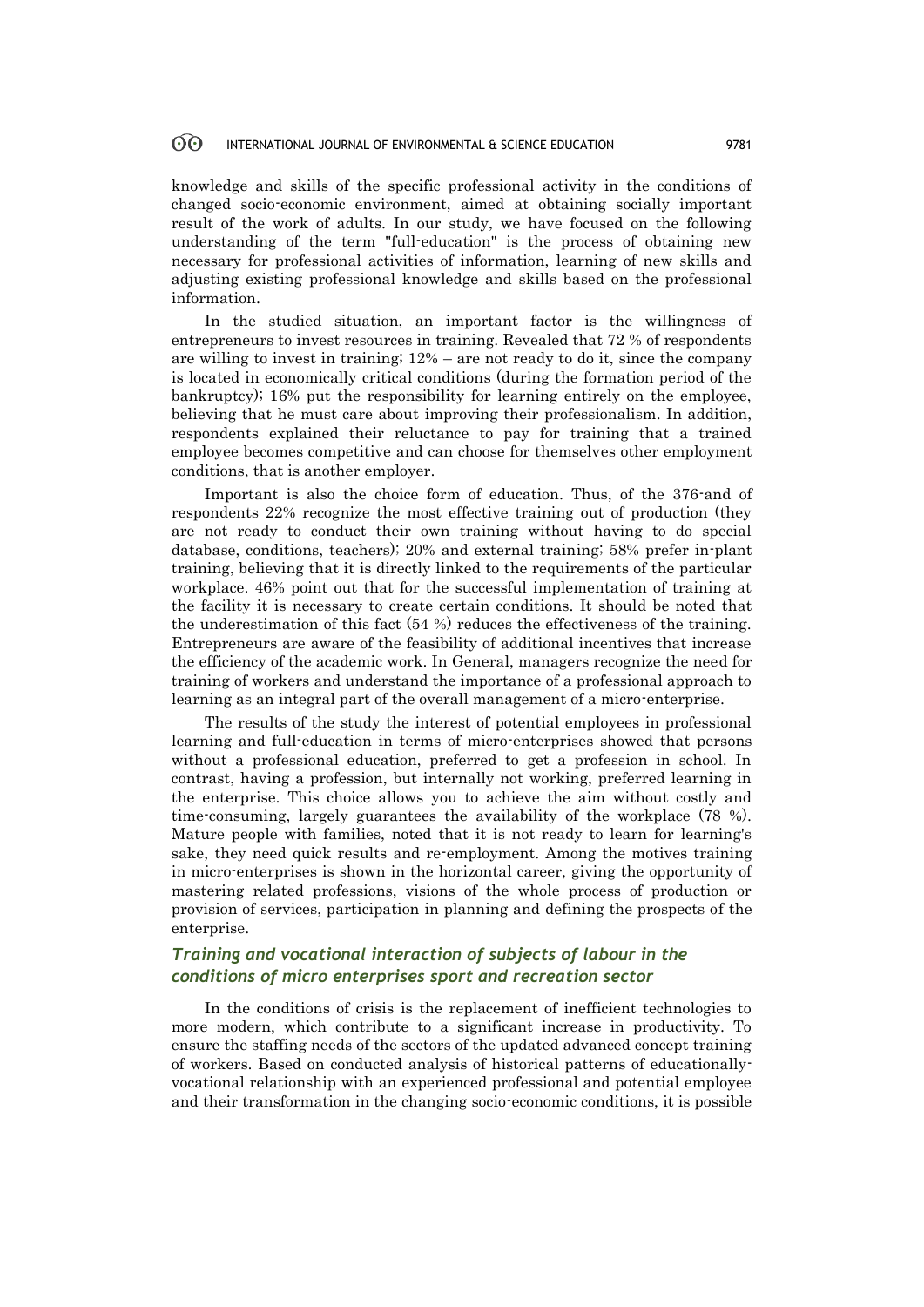knowledge and skills of the specific professional activity in the conditions of changed socio-economic environment, aimed at obtaining socially important result of the work of adults. In our study, we have focused on the following understanding of the term "full-education" is the process of obtaining new necessary for professional activities of information, learning of new skills and adjusting existing professional knowledge and skills based on the professional information.

In the studied situation, an important factor is the willingness of entrepreneurs to invest resources in training. Revealed that 72 % of respondents are willing to invest in training; 12% – are not ready to do it, since the company is located in economically critical conditions (during the formation period of the bankruptcy); 16% put the responsibility for learning entirely on the employee, believing that he must care about improving their professionalism. In addition, respondents explained their reluctance to pay for training that a trained employee becomes competitive and can choose for themselves other employment conditions, that is another employer.

Important is also the choice form of education. Thus, of the 376-and of respondents 22% recognize the most effective training out of production (they are not ready to conduct their own training without having to do special database, conditions, teachers); 20% and external training; 58% prefer in-plant training, believing that it is directly linked to the requirements of the particular workplace. 46% point out that for the successful implementation of training at the facility it is necessary to create certain conditions. It should be noted that the underestimation of this fact (54 %) reduces the effectiveness of the training. Entrepreneurs are aware of the feasibility of additional incentives that increase the efficiency of the academic work. In General, managers recognize the need for training of workers and understand the importance of a professional approach to learning as an integral part of the overall management of a micro-enterprise.

The results of the study the interest of potential employees in professional learning and full-education in terms of micro-enterprises showed that persons without a professional education, preferred to get a profession in school. In contrast, having a profession, but internally not working, preferred learning in the enterprise. This choice allows you to achieve the aim without costly and time-consuming, largely guarantees the availability of the workplace (78 %). Mature people with families, noted that it is not ready to learn for learning's sake, they need quick results and re-employment. Among the motives training in micro-enterprises is shown in the horizontal career, giving the opportunity of mastering related professions, visions of the whole process of production or provision of services, participation in planning and defining the prospects of the enterprise.

### *Training and vocational interaction of subjects of labour in the conditions of micro enterprises sport and recreation sector*

In the conditions of crisis is the replacement of inefficient technologies to more modern, which contribute to a significant increase in productivity. To ensure the staffing needs of the sectors of the updated advanced concept training of workers. Based on conducted analysis of historical patterns of educationally-vocational relationship with an experienced professional and potential employee and their transformation in the changing socio-economic conditions, it is possible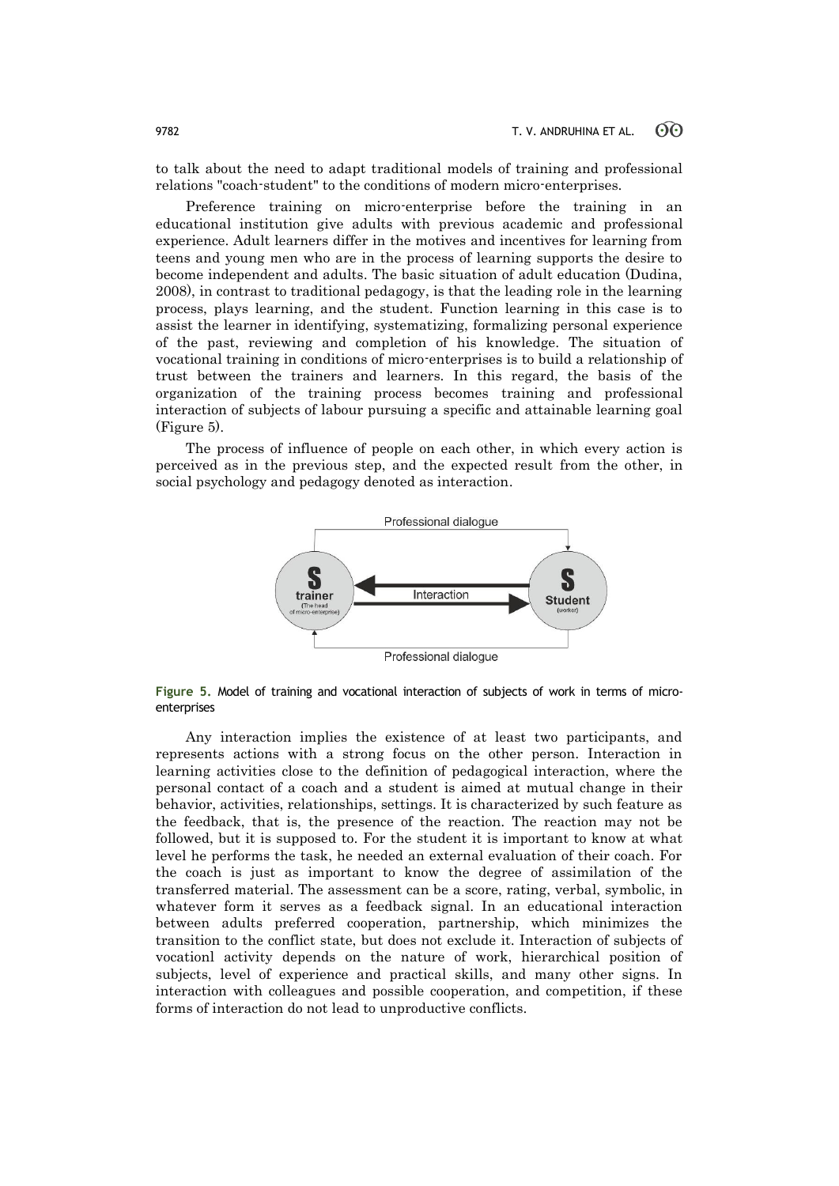to talk about the need to adapt traditional models of training and professional relations "coach-student" to the conditions of modern micro-enterprises.

Preference training on micro-enterprise before the training in an educational institution give adults with previous academic and professional experience. Adult learners differ in the motives and incentives for learning from teens and young men who are in the process of learning supports the desire to become independent and adults. The basic situation of adult education (Dudina, 2008), in contrast to traditional pedagogy, is that the leading role in the learning process, plays learning, and the student. Function learning in this case is to assist the learner in identifying, systematizing, formalizing personal experience of the past, reviewing and completion of his knowledge. The situation of vocational training in conditions of micro-enterprises is to build a relationship of trust between the trainers and learners. In this regard, the basis of the organization of the training process becomes training and professional interaction of subjects of labour pursuing a specific and attainable learning goal (Figure 5).

The process of influence of people on each other, in which every action is perceived as in the previous step, and the expected result from the other, in social psychology and pedagogy denoted as interaction.

**Figure 5.** Model of training and vocational interaction of subjects of work in terms of micro-enterprises

Any interaction implies the existence of at least two participants, and represents actions with a strong focus on the other person. Interaction in learning activities close to the definition of pedagogical interaction, where the personal contact of a coach and a student is aimed at mutual change in their behavior, activities, relationships, settings. It is characterized by such feature as the feedback, that is, the presence of the reaction. The reaction may not be followed, but it is supposed to. For the student it is important to know at what level he performs the task, he needed an external evaluation of their coach. For the coach is just as important to know the degree of assimilation of the transferred material. The assessment can be a score, rating, verbal, symbolic, in whatever form it serves as a feedback signal. In an educational interaction between adults preferred cooperation, partnership, which minimizes the transition to the conflict state, but does not exclude it. Interaction of subjects of vocationl activity depends on the nature of work, hierarchical position of subjects, level of experience and practical skills, and many other signs. In interaction with colleagues and possible cooperation, and competition, if these forms of interaction do not lead to unproductive conflicts.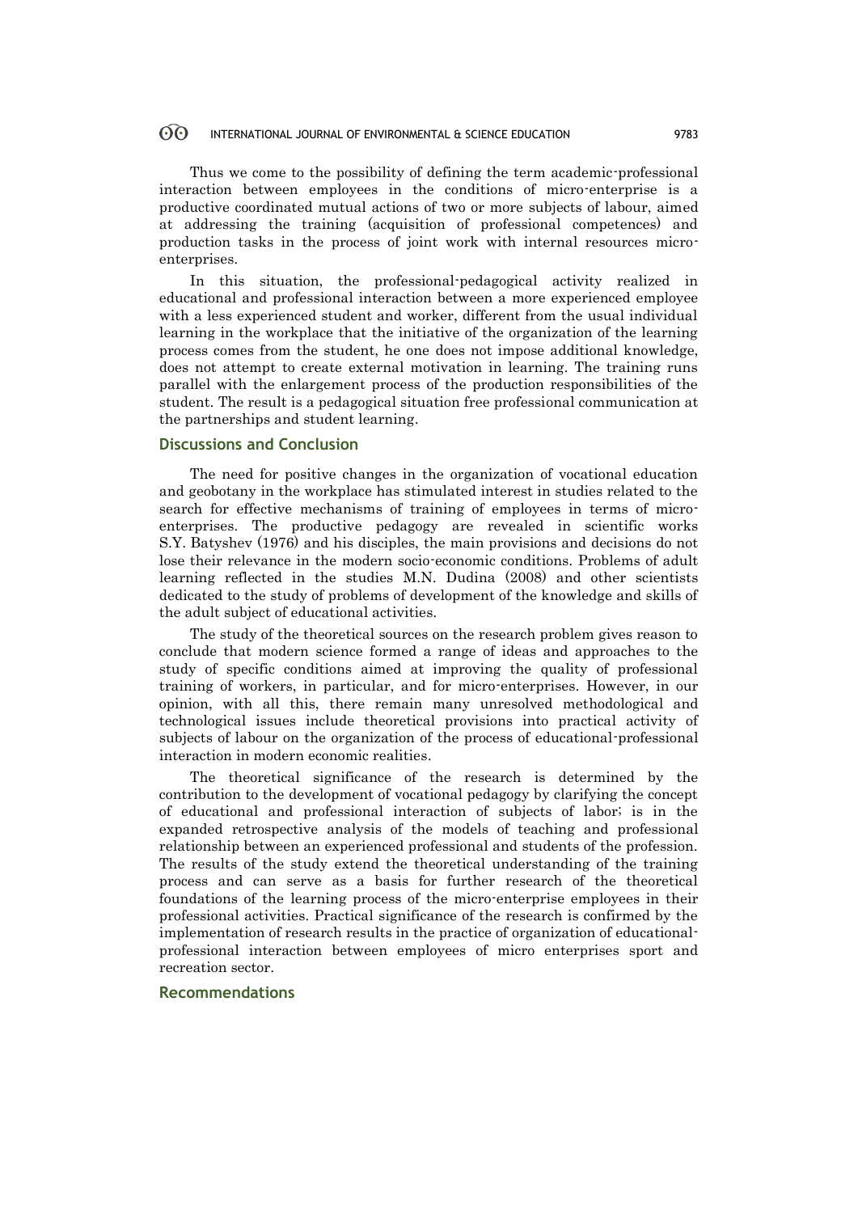Thus we come to the possibility of defining the term academic-professional interaction between employees in the conditions of micro-enterprise is a productive coordinated mutual actions of two or more subjects of labour, aimed at addressing the training (acquisition of professional competences) and production tasks in the process of joint work with internal resources micro-enterprises.

In this situation, the professional-pedagogical activity realized in educational and professional interaction between a more experienced employee with a less experienced student and worker, different from the usual individual learning in the workplace that the initiative of the organization of the learning process comes from the student, he one does not impose additional knowledge, does not attempt to create external motivation in learning. The training runs parallel with the enlargement process of the production responsibilities of the student. The result is a pedagogical situation free professional communication at the partnerships and student learning.

## Discussions and Conclusion

The need for positive changes in the organization of vocational education and geobotany in the workplace has stimulated interest in studies related to the search for effective mechanisms of training of employees in terms of micro-enterprises. The productive pedagogy are revealed in scientific works S.Y. Batyshev (1976) and his disciples, the main provisions and decisions do not lose their relevance in the modern socio-economic conditions. Problems of adult learning reflected in the studies M.N. Dudina (2008) and other scientists dedicated to the study of problems of development of the knowledge and skills of the adult subject of educational activities.

The study of the theoretical sources on the research problem gives reason to conclude that modern science formed a range of ideas and approaches to the study of specific conditions aimed at improving the quality of professional training of workers, in particular, and for micro-enterprises. However, in our opinion, with all this, there remain many unresolved methodological and technological issues include theoretical provisions into practical activity of subjects of labour on the organization of the process of educational-professional interaction in modern economic realities.

The theoretical significance of the research is determined by the contribution to the development of vocational pedagogy by clarifying the concept of educational and professional interaction of subjects of labor; is in the expanded retrospective analysis of the models of teaching and professional relationship between an experienced professional and students of the profession. The results of the study extend the theoretical understanding of the training process and can serve as a basis for further research of the theoretical foundations of the learning process of the micro-enterprise employees in their professional activities. Practical significance of the research is confirmed by the implementation of research results in the practice of organization of educational-professional interaction between employees of micro enterprises sport and recreation sector.

## Recommendations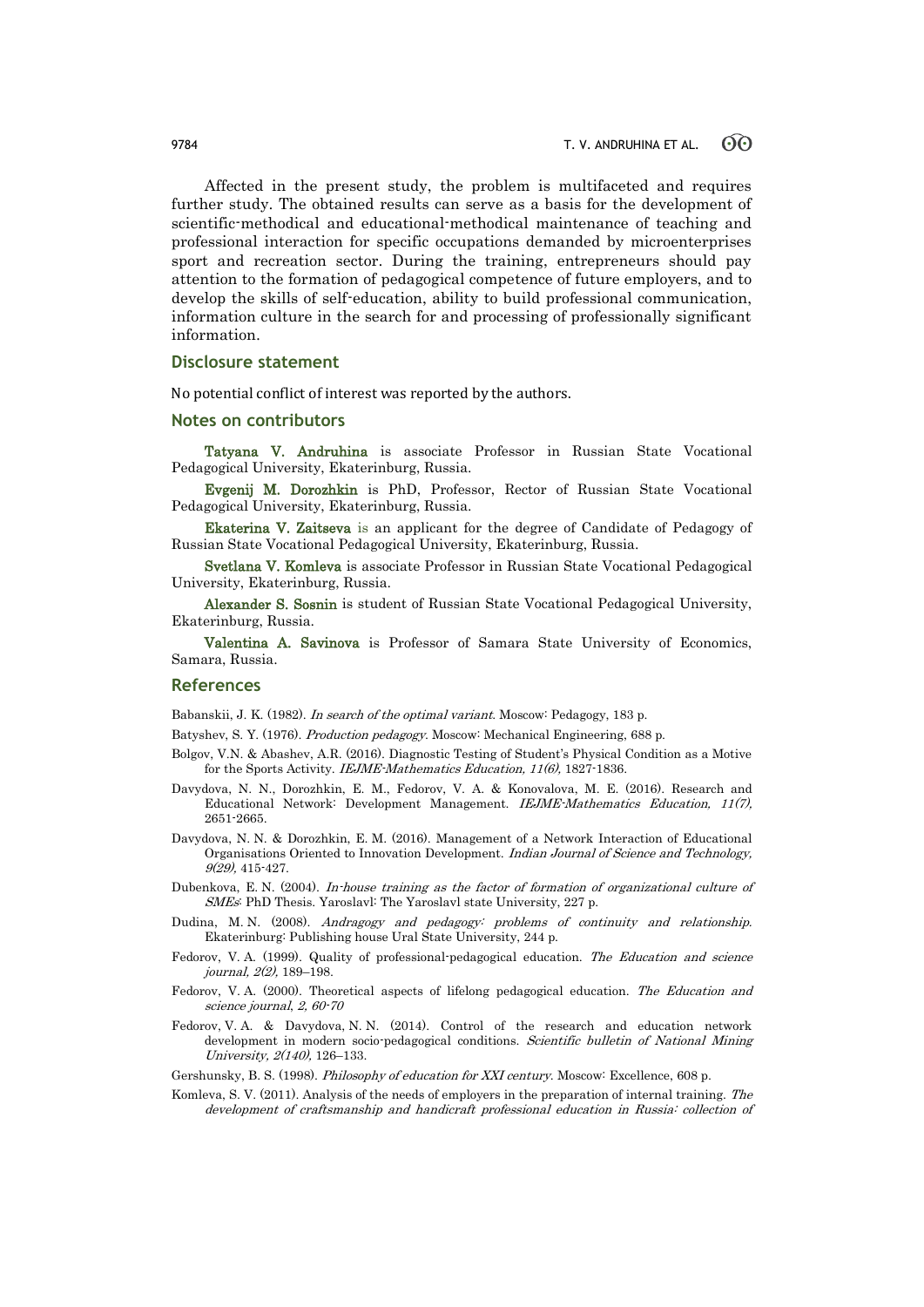Affected in the present study, the problem is multifaceted and requires further study. The obtained results can serve as a basis for the development of scientific-methodical and educational-methodical maintenance of teaching and professional interaction for specific occupations demanded by microenterprises sport and recreation sector. During the training, entrepreneurs should pay attention to the formation of pedagogical competence of future employers, and to develop the skills of self-education, ability to build professional communication, information culture in the search for and processing of professionally significant information.

## Disclosure statement

No potential conflict of interest was reported by the authors.

## Notes on contributors

**Tatyana V. Andruhina** is associate Professor in Russian State Vocational Pedagogical University, Ekaterinburg, Russia.

**Evgenij M. Dorozhkin** is PhD, Professor, Rector of Russian State Vocational Pedagogical University, Ekaterinburg, Russia.

**Ekaterina V. Zaitseva** is an applicant for the degree of Candidate of Pedagogy of Russian State Vocational Pedagogical University, Ekaterinburg, Russia.

**Svetlana V. Komleva** is associate Professor in Russian State Vocational Pedagogical University, Ekaterinburg, Russia.

**Alexander S. Sosnin** is student of Russian State Vocational Pedagogical University, Ekaterinburg, Russia.

**Valentina A. Savinova** is Professor of Samara State University of Economics, Samara, Russia.

## References

Babanskii, J. K. (1982). *In search of the optimal variant*. Moscow: Pedagogy, 183 p.

Batyshev, S. Y. (1976). *Production pedagogy*. Moscow: Mechanical Engineering, 688 p.

Bolgov, V.N. & Abashev, A.R. (2016). Diagnostic Testing of Student's Physical Condition as a Motive for the Sports Activity. *IEJME-Mathematics Education, 11(6),* 1827-1836.

Davydova, N. N., Dorozhkin, E. M., Fedorov, V. A. & Konovalova, M. E. (2016). Research and Educational Network: Development Management. *IEJME-Mathematics Education, 11(7),* 2651-2665.

Davydova, N. N. & Dorozhkin, E. M. (2016). Management of a Network Interaction of Educational Organisations Oriented to Innovation Development. *Indian Journal of Science and Technology, 9(29),* 415-427.

Dubenkova, E. N. (2004). *In-house training as the factor of formation of organizational culture of SMEs*: PhD Thesis. Yaroslavl: The Yaroslavl state University, 227 p.

Dudina, M. N. (2008). *Andragogy and pedagogy: problems of continuity and relationship.* Ekaterinburg: Publishing house Ural State University, 244 p.

Fedorov, V. A. (1999). Quality of professional-pedagogical education. *The Education and science journal, 2(2),* 189–198.

Fedorov, V. A. (2000). Theoretical aspects of lifelong pedagogical education. *The Education and science journal, 2, 60-70*

Fedorov, V. A. & Davydova, N. N. (2014). Control of the research and education network development in modern socio-pedagogical conditions. *Scientific bulletin of National Mining University, 2(140),* 126–133.

Gershunsky, B. S. (1998). *Philosophy of education for XXI century*. Moscow: Excellence, 608 p.

Komleva, S. V. (2011). Analysis of the needs of employers in the preparation of internal training. *The development of craftsmanship and handicraft professional education in Russia: collection of*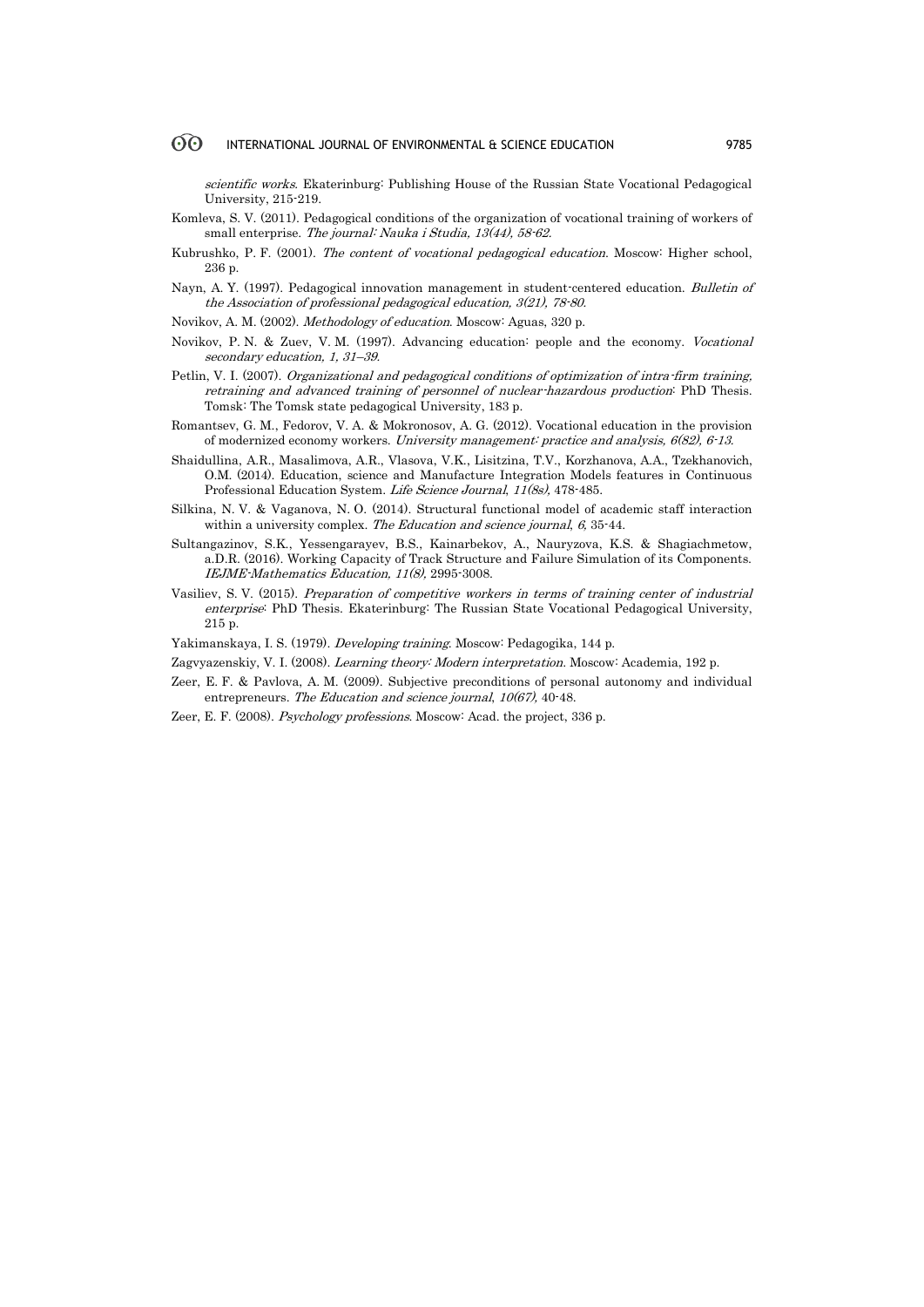*scientific works*. Ekaterinburg: Publishing House of the Russian State Vocational Pedagogical University, 215-219.

Komleva, S. V. (2011). Pedagogical conditions of the organization of vocational training of workers of small enterprise. *The journal: Nauka i Studia, 13(44), 58-62.*

Kubrushko, P. F. (2001). *The content of vocational pedagogical education*. Moscow: Higher school, 236 p.

Nayn, A. Y. (1997). Pedagogical innovation management in student-centered education. *Bulletin of the Association of professional pedagogical education, 3(21), 78-80.*

Novikov, A. M. (2002). *Methodology of education*. Moscow: Aguas, 320 p.

Novikov, P. N. & Zuev, V. M. (1997). Advancing education: people and the economy. *Vocational secondary education, 1, 31–39.*

Petlin, V. I. (2007). *Organizational and pedagogical conditions of optimization of intra-firm training, retraining and advanced training of personnel of nuclear-hazardous production*: PhD Thesis. Tomsk: The Tomsk state pedagogical University, 183 p.

Romantsev, G. M., Fedorov, V. A. & Mokronosov, A. G. (2012). Vocational education in the provision of modernized economy workers. *University management: practice and analysis, 6(82), 6-13.*

Shaidullina, A.R., Masalimova, A.R., Vlasova, V.K., Lisitzina, T.V., Korzhanova, A.A., Tzekhanovich, O.M. (2014). Education, science and Manufacture Integration Models features in Continuous Professional Education System. *Life Science Journal*, *11(8s)*, 478-485.

Silkina, N. V. & Vaganova, N. O. (2014). Structural functional model of academic staff interaction within a university complex. *The Education and science journal*, *6*, 35-44.

Sultangazinov, S.K., Yessengarayev, B.S., Kainarbekov, A., Nauryzova, K.S. & Shagiachmetow, a.D.R. (2016). Working Capacity of Track Structure and Failure Simulation of its Components. *IEJME-Mathematics Education, 11(8),* 2995-3008.

Vasiliev, S. V. (2015). *Preparation of competitive workers in terms of training center of industrial enterprise*: PhD Thesis. Ekaterinburg: The Russian State Vocational Pedagogical University, 215 p.

Yakimanskaya, I. S. (1979). *Developing training*: Moscow: Pedagogika, 144 p.

Zagvyazenskiy, V. I. (2008). *Learning theory: Modern interpretation*. Moscow: Academia, 192 p.

Zeer, E. F. & Pavlova, A. M. (2009). Subjective preconditions of personal autonomy and individual entrepreneurs. *The Education and science journal*, *10(67),* 40-48.

Zeer, E. F. (2008). *Psychology professions*. Moscow: Acad. the project, 336 p.